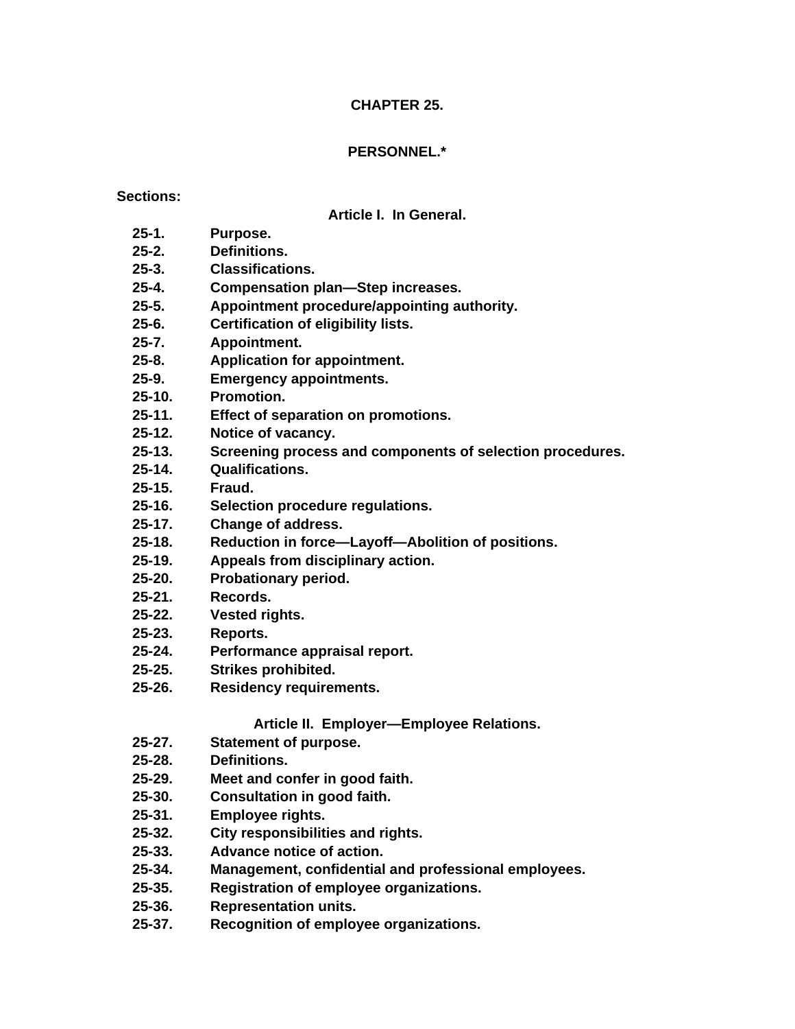# CHAPTER 25.

# PERSONNEL.*

**Sections:**

## Article I. In General.

**25-1. Purpose.**
**25-2. Definitions.**
**25-3. Classifications.**
**25-4. Compensation plan—Step increases.**
**25-5. Appointment procedure/appointing authority.**
**25-6. Certification of eligibility lists.**
**25-7. Appointment.**
**25-8. Application for appointment.**
**25-9. Emergency appointments.**
**25-10. Promotion.**
**25-11. Effect of separation on promotions.**
**25-12. Notice of vacancy.**
**25-13. Screening process and components of selection procedures.**
**25-14. Qualifications.**
**25-15. Fraud.**
**25-16. Selection procedure regulations.**
**25-17. Change of address.**
**25-18. Reduction in force—Layoff—Abolition of positions.**
**25-19. Appeals from disciplinary action.**
**25-20. Probationary period.**
**25-21. Records.**
**25-22. Vested rights.**
**25-23. Reports.**
**25-24. Performance appraisal report.**
**25-25. Strikes prohibited.**
**25-26. Residency requirements.**

## Article II. Employer—Employee Relations.

**25-27. Statement of purpose.**
**25-28. Definitions.**
**25-29. Meet and confer in good faith.**
**25-30. Consultation in good faith.**
**25-31. Employee rights.**
**25-32. City responsibilities and rights.**
**25-33. Advance notice of action.**
**25-34. Management, confidential and professional employees.**
**25-35. Registration of employee organizations.**
**25-36. Representation units.**
**25-37. Recognition of employee organizations.**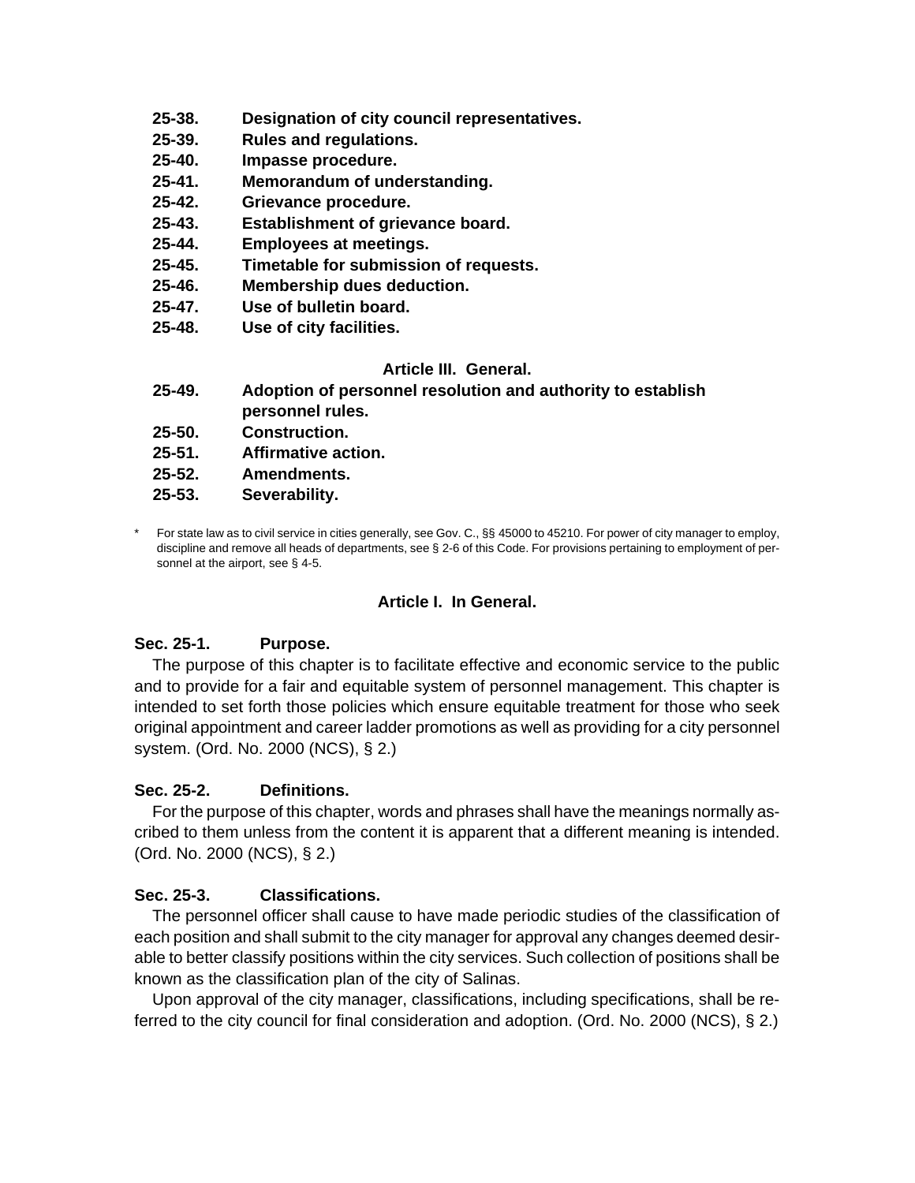**25-38. Designation of city council representatives.**
**25-39. Rules and regulations.**
**25-40. Impasse procedure.**
**25-41. Memorandum of understanding.**
**25-42. Grievance procedure.**
**25-43. Establishment of grievance board.**
**25-44. Employees at meetings.**
**25-45. Timetable for submission of requests.**
**25-46. Membership dues deduction.**
**25-47. Use of bulletin board.**
**25-48. Use of city facilities.**

**Article III. General.**

**25-49. Adoption of personnel resolution and authority to establish personnel rules.**
**25-50. Construction.**
**25-51. Affirmative action.**
**25-52. Amendments.**
**25-53. Severability.**

* For state law as to civil service in cities generally, see Gov. C., §§ 45000 to 45210. For power of city manager to employ, discipline and remove all heads of departments, see § 2-6 of this Code. For provisions pertaining to employment of personnel at the airport, see § 4-5.

## Article I. In General.

### Sec. 25-1. Purpose.

The purpose of this chapter is to facilitate effective and economic service to the public and to provide for a fair and equitable system of personnel management. This chapter is intended to set forth those policies which ensure equitable treatment for those who seek original appointment and career ladder promotions as well as providing for a city personnel system. (Ord. No. 2000 (NCS), § 2.)

### Sec. 25-2. Definitions.

For the purpose of this chapter, words and phrases shall have the meanings normally ascribed to them unless from the content it is apparent that a different meaning is intended. (Ord. No. 2000 (NCS), § 2.)

### Sec. 25-3. Classifications.

The personnel officer shall cause to have made periodic studies of the classification of each position and shall submit to the city manager for approval any changes deemed desirable to better classify positions within the city services. Such collection of positions shall be known as the classification plan of the city of Salinas.

Upon approval of the city manager, classifications, including specifications, shall be referred to the city council for final consideration and adoption. (Ord. No. 2000 (NCS), § 2.)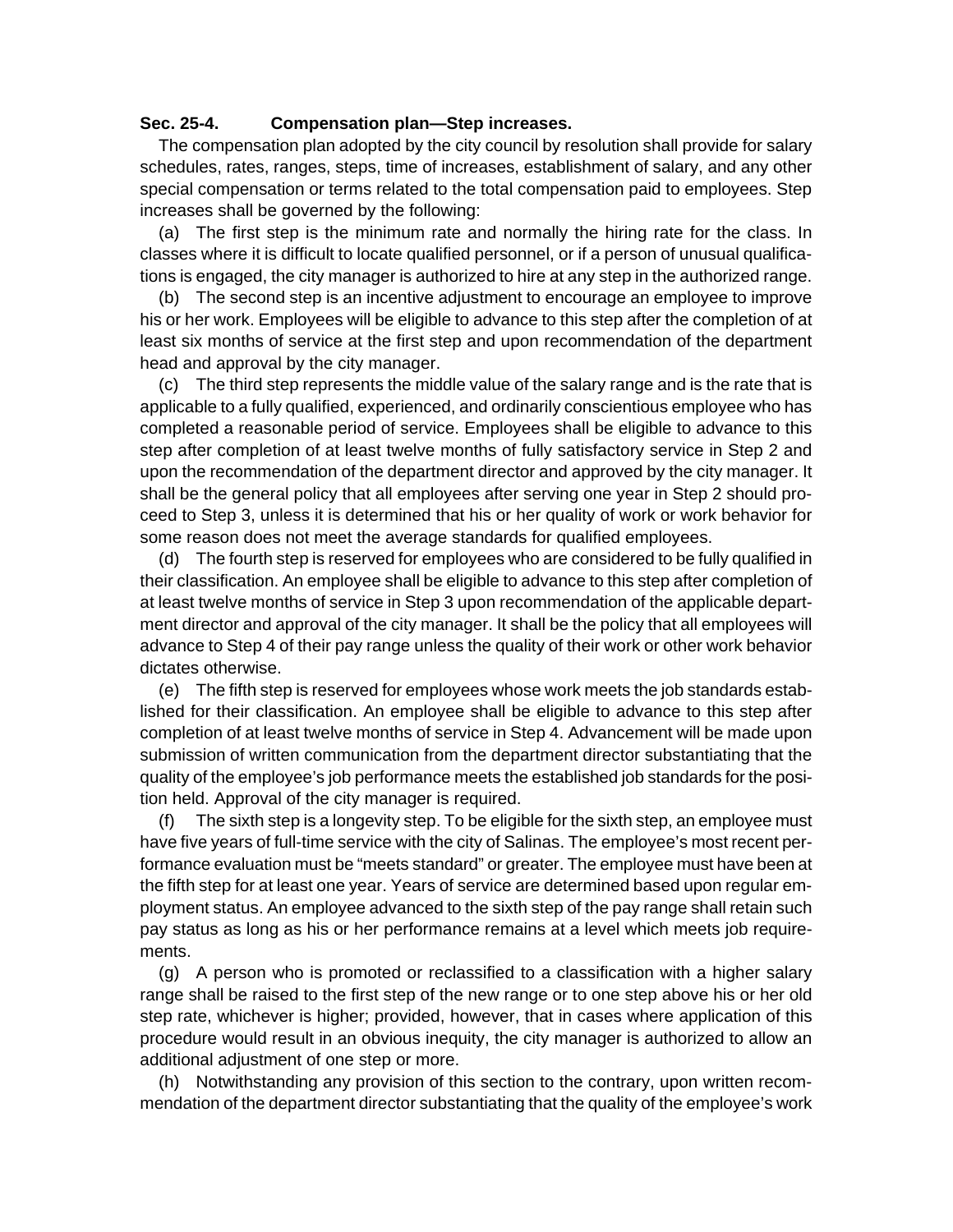**Sec. 25-4. Compensation plan—Step increases.**

The compensation plan adopted by the city council by resolution shall provide for salary schedules, rates, ranges, steps, time of increases, establishment of salary, and any other special compensation or terms related to the total compensation paid to employees. Step increases shall be governed by the following:

(a) The first step is the minimum rate and normally the hiring rate for the class. In classes where it is difficult to locate qualified personnel, or if a person of unusual qualifications is engaged, the city manager is authorized to hire at any step in the authorized range.

(b) The second step is an incentive adjustment to encourage an employee to improve his or her work. Employees will be eligible to advance to this step after the completion of at least six months of service at the first step and upon recommendation of the department head and approval by the city manager.

(c) The third step represents the middle value of the salary range and is the rate that is applicable to a fully qualified, experienced, and ordinarily conscientious employee who has completed a reasonable period of service. Employees shall be eligible to advance to this step after completion of at least twelve months of fully satisfactory service in Step 2 and upon the recommendation of the department director and approved by the city manager. It shall be the general policy that all employees after serving one year in Step 2 should proceed to Step 3, unless it is determined that his or her quality of work or work behavior for some reason does not meet the average standards for qualified employees.

(d) The fourth step is reserved for employees who are considered to be fully qualified in their classification. An employee shall be eligible to advance to this step after completion of at least twelve months of service in Step 3 upon recommendation of the applicable department director and approval of the city manager. It shall be the policy that all employees will advance to Step 4 of their pay range unless the quality of their work or other work behavior dictates otherwise.

(e) The fifth step is reserved for employees whose work meets the job standards established for their classification. An employee shall be eligible to advance to this step after completion of at least twelve months of service in Step 4. Advancement will be made upon submission of written communication from the department director substantiating that the quality of the employee's job performance meets the established job standards for the position held. Approval of the city manager is required.

(f) The sixth step is a longevity step. To be eligible for the sixth step, an employee must have five years of full-time service with the city of Salinas. The employee's most recent performance evaluation must be "meets standard" or greater. The employee must have been at the fifth step for at least one year. Years of service are determined based upon regular employment status. An employee advanced to the sixth step of the pay range shall retain such pay status as long as his or her performance remains at a level which meets job requirements.

(g) A person who is promoted or reclassified to a classification with a higher salary range shall be raised to the first step of the new range or to one step above his or her old step rate, whichever is higher; provided, however, that in cases where application of this procedure would result in an obvious inequity, the city manager is authorized to allow an additional adjustment of one step or more.

(h) Notwithstanding any provision of this section to the contrary, upon written recommendation of the department director substantiating that the quality of the employee's work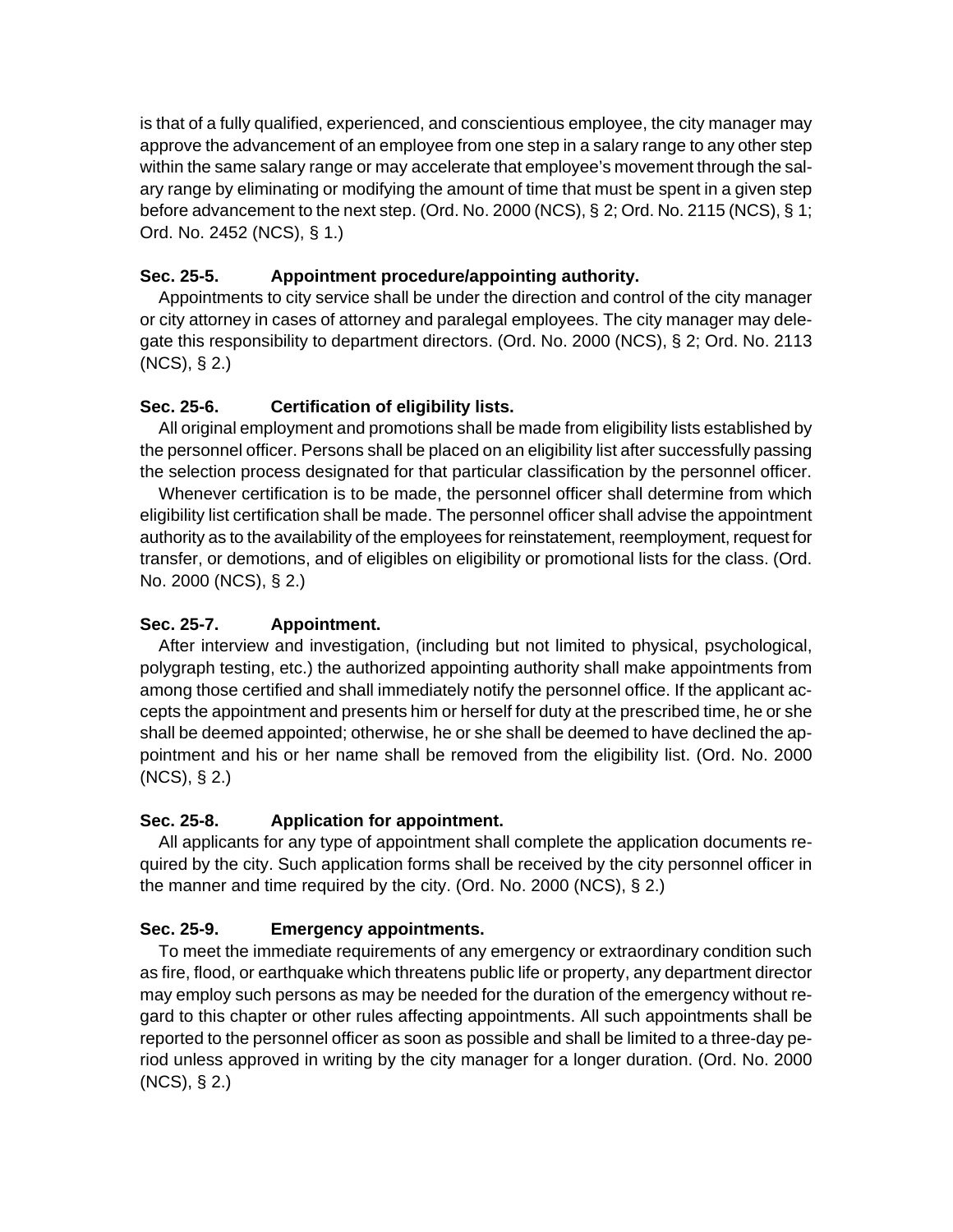is that of a fully qualified, experienced, and conscientious employee, the city manager may approve the advancement of an employee from one step in a salary range to any other step within the same salary range or may accelerate that employee's movement through the salary range by eliminating or modifying the amount of time that must be spent in a given step before advancement to the next step. (Ord. No. 2000 (NCS), § 2; Ord. No. 2115 (NCS), § 1; Ord. No. 2452 (NCS), § 1.)

### Sec. 25-5. Appointment procedure/appointing authority.

Appointments to city service shall be under the direction and control of the city manager or city attorney in cases of attorney and paralegal employees. The city manager may delegate this responsibility to department directors. (Ord. No. 2000 (NCS), § 2; Ord. No. 2113 (NCS), § 2.)

### Sec. 25-6. Certification of eligibility lists.

All original employment and promotions shall be made from eligibility lists established by the personnel officer. Persons shall be placed on an eligibility list after successfully passing the selection process designated for that particular classification by the personnel officer.

Whenever certification is to be made, the personnel officer shall determine from which eligibility list certification shall be made. The personnel officer shall advise the appointment authority as to the availability of the employees for reinstatement, reemployment, request for transfer, or demotions, and of eligibles on eligibility or promotional lists for the class. (Ord. No. 2000 (NCS), § 2.)

### Sec. 25-7. Appointment.

After interview and investigation, (including but not limited to physical, psychological, polygraph testing, etc.) the authorized appointing authority shall make appointments from among those certified and shall immediately notify the personnel office. If the applicant accepts the appointment and presents him or herself for duty at the prescribed time, he or she shall be deemed appointed; otherwise, he or she shall be deemed to have declined the appointment and his or her name shall be removed from the eligibility list. (Ord. No. 2000 (NCS), § 2.)

### Sec. 25-8. Application for appointment.

All applicants for any type of appointment shall complete the application documents required by the city. Such application forms shall be received by the city personnel officer in the manner and time required by the city. (Ord. No. 2000 (NCS), § 2.)

### Sec. 25-9. Emergency appointments.

To meet the immediate requirements of any emergency or extraordinary condition such as fire, flood, or earthquake which threatens public life or property, any department director may employ such persons as may be needed for the duration of the emergency without regard to this chapter or other rules affecting appointments. All such appointments shall be reported to the personnel officer as soon as possible and shall be limited to a three-day period unless approved in writing by the city manager for a longer duration. (Ord. No. 2000 (NCS), § 2.)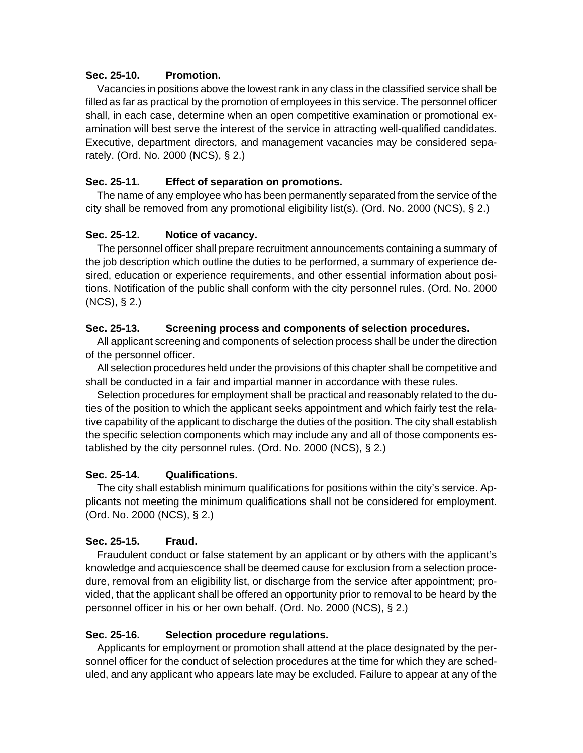### Sec. 25-10. Promotion.

Vacancies in positions above the lowest rank in any class in the classified service shall be filled as far as practical by the promotion of employees in this service. The personnel officer shall, in each case, determine when an open competitive examination or promotional examination will best serve the interest of the service in attracting well-qualified candidates. Executive, department directors, and management vacancies may be considered separately. (Ord. No. 2000 (NCS), § 2.)

### Sec. 25-11. Effect of separation on promotions.

The name of any employee who has been permanently separated from the service of the city shall be removed from any promotional eligibility list(s). (Ord. No. 2000 (NCS), § 2.)

### Sec. 25-12. Notice of vacancy.

The personnel officer shall prepare recruitment announcements containing a summary of the job description which outline the duties to be performed, a summary of experience desired, education or experience requirements, and other essential information about positions. Notification of the public shall conform with the city personnel rules. (Ord. No. 2000 (NCS), § 2.)

### Sec. 25-13. Screening process and components of selection procedures.

All applicant screening and components of selection process shall be under the direction of the personnel officer.

All selection procedures held under the provisions of this chapter shall be competitive and shall be conducted in a fair and impartial manner in accordance with these rules.

Selection procedures for employment shall be practical and reasonably related to the duties of the position to which the applicant seeks appointment and which fairly test the relative capability of the applicant to discharge the duties of the position. The city shall establish the specific selection components which may include any and all of those components established by the city personnel rules. (Ord. No. 2000 (NCS), § 2.)

### Sec. 25-14. Qualifications.

The city shall establish minimum qualifications for positions within the city's service. Applicants not meeting the minimum qualifications shall not be considered for employment. (Ord. No. 2000 (NCS), § 2.)

### Sec. 25-15. Fraud.

Fraudulent conduct or false statement by an applicant or by others with the applicant's knowledge and acquiescence shall be deemed cause for exclusion from a selection procedure, removal from an eligibility list, or discharge from the service after appointment; provided, that the applicant shall be offered an opportunity prior to removal to be heard by the personnel officer in his or her own behalf. (Ord. No. 2000 (NCS), § 2.)

### Sec. 25-16. Selection procedure regulations.

Applicants for employment or promotion shall attend at the place designated by the personnel officer for the conduct of selection procedures at the time for which they are scheduled, and any applicant who appears late may be excluded. Failure to appear at any of the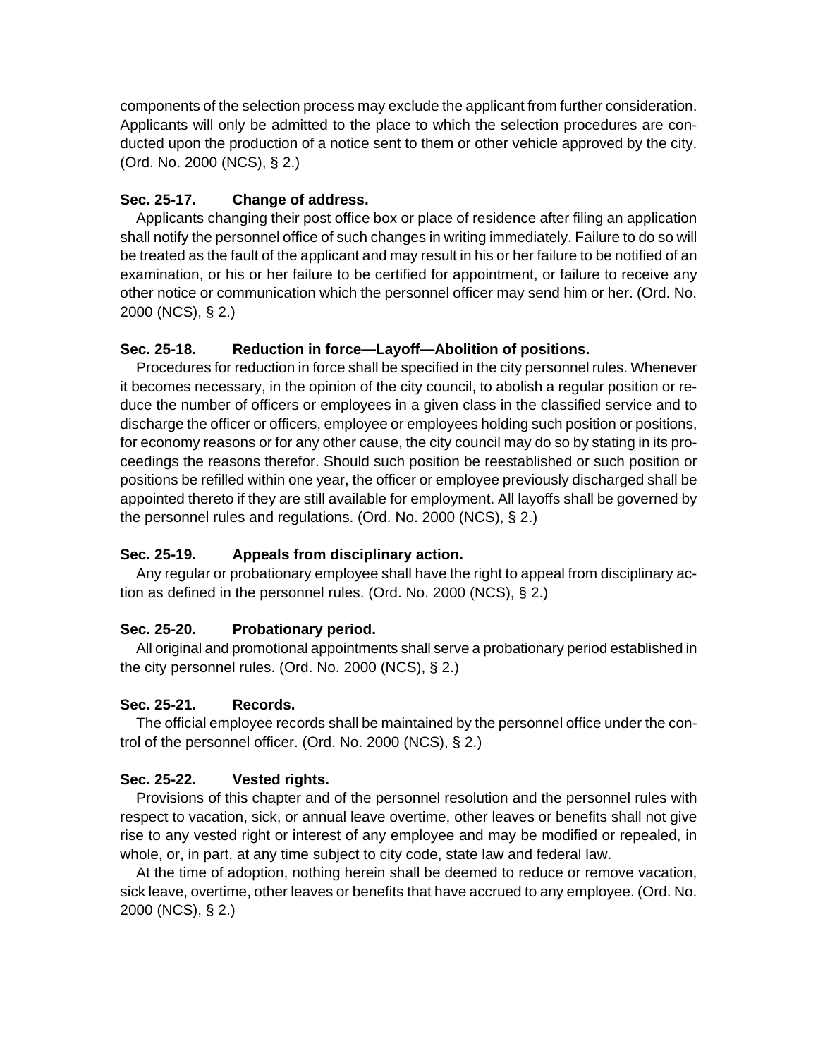components of the selection process may exclude the applicant from further consideration. Applicants will only be admitted to the place to which the selection procedures are conducted upon the production of a notice sent to them or other vehicle approved by the city. (Ord. No. 2000 (NCS), § 2.)

### Sec. 25-17. Change of address.

Applicants changing their post office box or place of residence after filing an application shall notify the personnel office of such changes in writing immediately. Failure to do so will be treated as the fault of the applicant and may result in his or her failure to be notified of an examination, or his or her failure to be certified for appointment, or failure to receive any other notice or communication which the personnel officer may send him or her. (Ord. No. 2000 (NCS), § 2.)

### Sec. 25-18. Reduction in force—Layoff—Abolition of positions.

Procedures for reduction in force shall be specified in the city personnel rules. Whenever it becomes necessary, in the opinion of the city council, to abolish a regular position or reduce the number of officers or employees in a given class in the classified service and to discharge the officer or officers, employee or employees holding such position or positions, for economy reasons or for any other cause, the city council may do so by stating in its proceedings the reasons therefor. Should such position be reestablished or such position or positions be refilled within one year, the officer or employee previously discharged shall be appointed thereto if they are still available for employment. All layoffs shall be governed by the personnel rules and regulations. (Ord. No. 2000 (NCS), § 2.)

### Sec. 25-19. Appeals from disciplinary action.

Any regular or probationary employee shall have the right to appeal from disciplinary action as defined in the personnel rules. (Ord. No. 2000 (NCS), § 2.)

### Sec. 25-20. Probationary period.

All original and promotional appointments shall serve a probationary period established in the city personnel rules. (Ord. No. 2000 (NCS), § 2.)

### Sec. 25-21. Records.

The official employee records shall be maintained by the personnel office under the control of the personnel officer. (Ord. No. 2000 (NCS), § 2.)

### Sec. 25-22. Vested rights.

Provisions of this chapter and of the personnel resolution and the personnel rules with respect to vacation, sick, or annual leave overtime, other leaves or benefits shall not give rise to any vested right or interest of any employee and may be modified or repealed, in whole, or, in part, at any time subject to city code, state law and federal law.

At the time of adoption, nothing herein shall be deemed to reduce or remove vacation, sick leave, overtime, other leaves or benefits that have accrued to any employee. (Ord. No. 2000 (NCS), § 2.)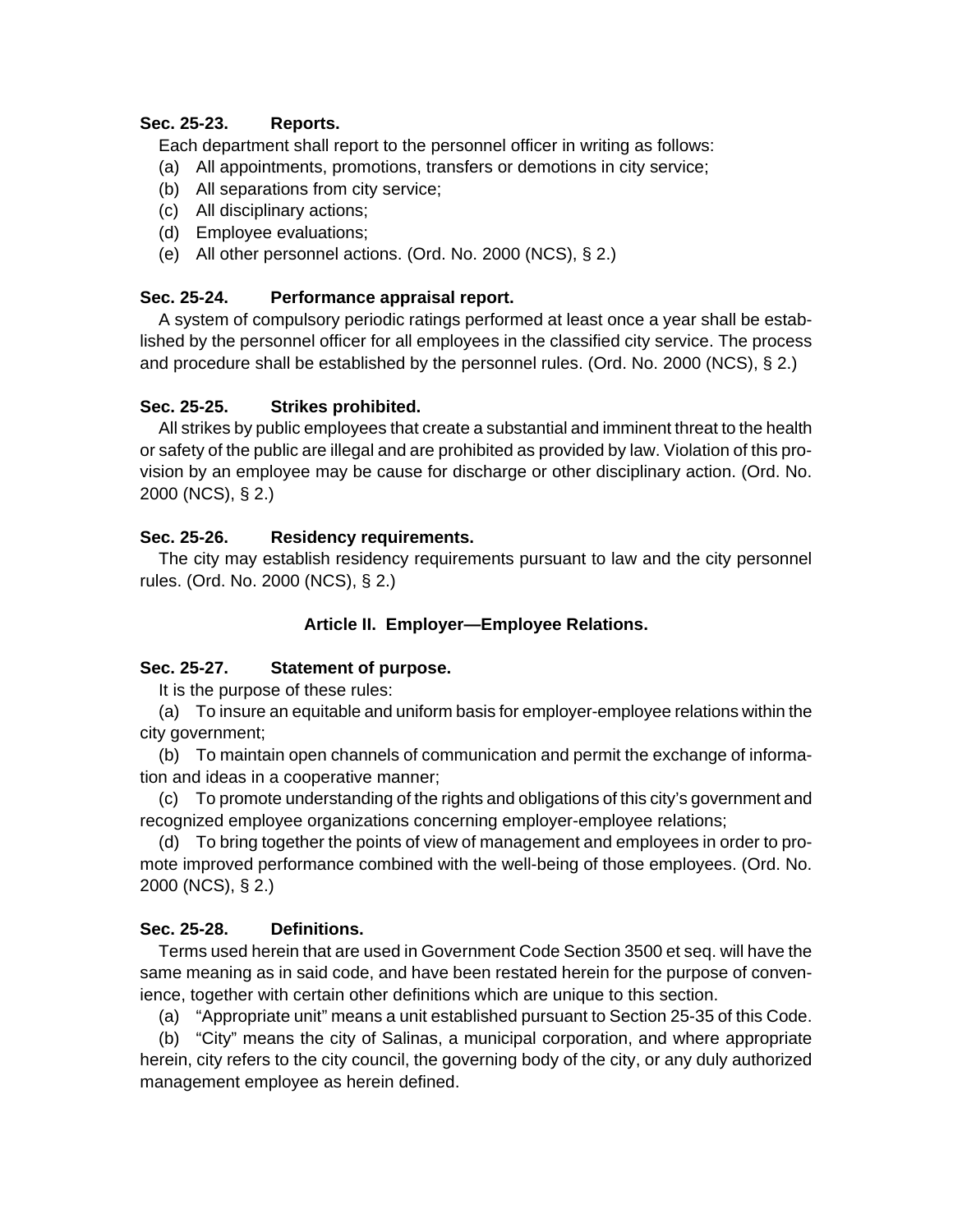### Sec. 25-23. Reports.

Each department shall report to the personnel officer in writing as follows:

(a) All appointments, promotions, transfers or demotions in city service;

(b) All separations from city service;

(c) All disciplinary actions;

(d) Employee evaluations;

(e) All other personnel actions. (Ord. No. 2000 (NCS), § 2.)

### Sec. 25-24. Performance appraisal report.

A system of compulsory periodic ratings performed at least once a year shall be established by the personnel officer for all employees in the classified city service. The process and procedure shall be established by the personnel rules. (Ord. No. 2000 (NCS), § 2.)

### Sec. 25-25. Strikes prohibited.

All strikes by public employees that create a substantial and imminent threat to the health or safety of the public are illegal and are prohibited as provided by law. Violation of this provision by an employee may be cause for discharge or other disciplinary action. (Ord. No. 2000 (NCS), § 2.)

### Sec. 25-26. Residency requirements.

The city may establish residency requirements pursuant to law and the city personnel rules. (Ord. No. 2000 (NCS), § 2.)

## Article II. Employer—Employee Relations.

### Sec. 25-27. Statement of purpose.

It is the purpose of these rules:

(a) To insure an equitable and uniform basis for employer-employee relations within the city government;

(b) To maintain open channels of communication and permit the exchange of information and ideas in a cooperative manner;

(c) To promote understanding of the rights and obligations of this city's government and recognized employee organizations concerning employer-employee relations;

(d) To bring together the points of view of management and employees in order to promote improved performance combined with the well-being of those employees. (Ord. No. 2000 (NCS), § 2.)

### Sec. 25-28. Definitions.

Terms used herein that are used in Government Code Section 3500 et seq. will have the same meaning as in said code, and have been restated herein for the purpose of convenience, together with certain other definitions which are unique to this section.

(a) "Appropriate unit" means a unit established pursuant to Section 25-35 of this Code.

(b) "City" means the city of Salinas, a municipal corporation, and where appropriate herein, city refers to the city council, the governing body of the city, or any duly authorized management employee as herein defined.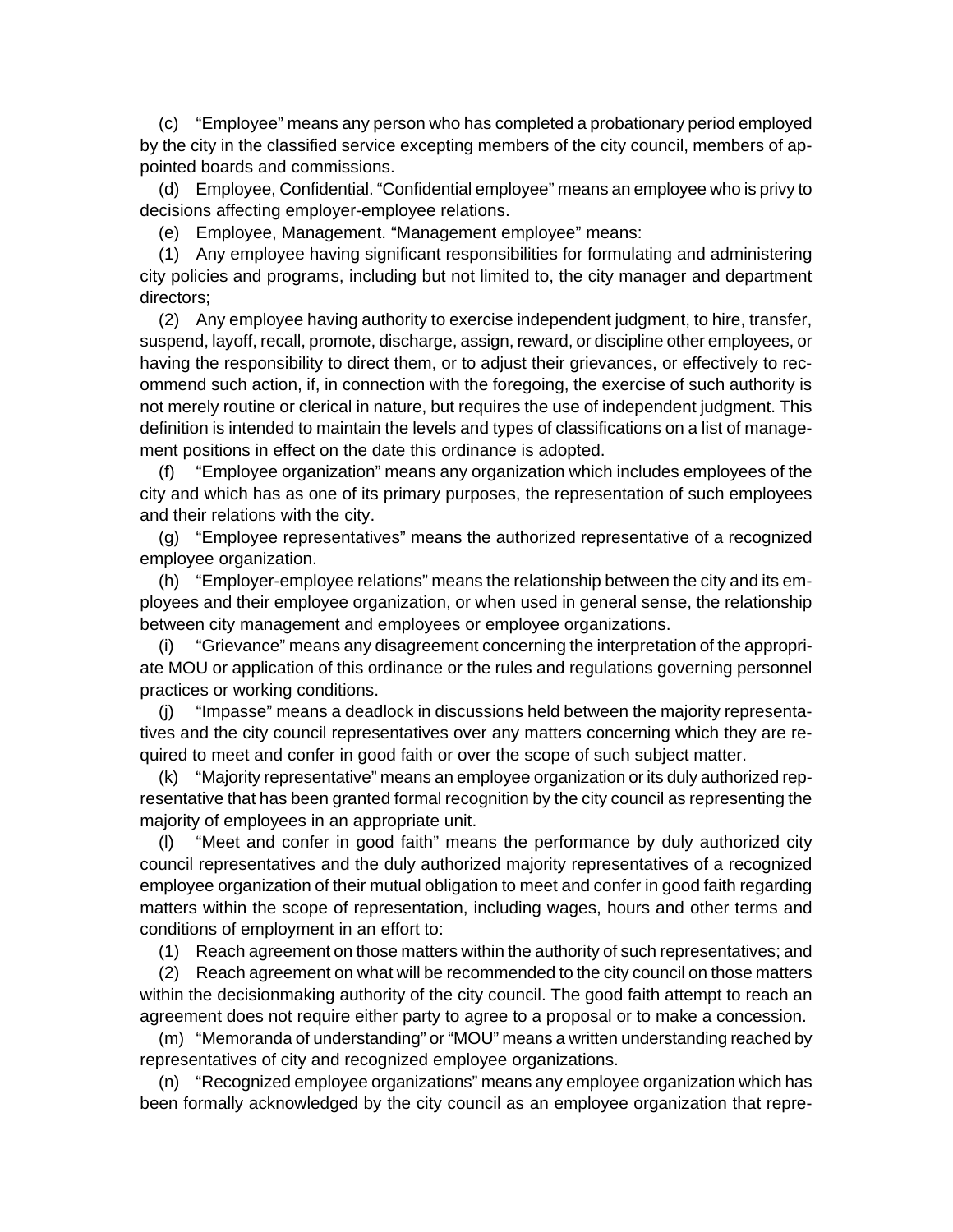(c) "Employee" means any person who has completed a probationary period employed by the city in the classified service excepting members of the city council, members of appointed boards and commissions.

(d) Employee, Confidential. "Confidential employee" means an employee who is privy to decisions affecting employer-employee relations.

(e) Employee, Management. "Management employee" means:

(1) Any employee having significant responsibilities for formulating and administering city policies and programs, including but not limited to, the city manager and department directors;

(2) Any employee having authority to exercise independent judgment, to hire, transfer, suspend, layoff, recall, promote, discharge, assign, reward, or discipline other employees, or having the responsibility to direct them, or to adjust their grievances, or effectively to recommend such action, if, in connection with the foregoing, the exercise of such authority is not merely routine or clerical in nature, but requires the use of independent judgment. This definition is intended to maintain the levels and types of classifications on a list of management positions in effect on the date this ordinance is adopted.

(f) "Employee organization" means any organization which includes employees of the city and which has as one of its primary purposes, the representation of such employees and their relations with the city.

(g) "Employee representatives" means the authorized representative of a recognized employee organization.

(h) "Employer-employee relations" means the relationship between the city and its employees and their employee organization, or when used in general sense, the relationship between city management and employees or employee organizations.

(i) "Grievance" means any disagreement concerning the interpretation of the appropriate MOU or application of this ordinance or the rules and regulations governing personnel practices or working conditions.

(j) "Impasse" means a deadlock in discussions held between the majority representatives and the city council representatives over any matters concerning which they are required to meet and confer in good faith or over the scope of such subject matter.

(k) "Majority representative" means an employee organization or its duly authorized representative that has been granted formal recognition by the city council as representing the majority of employees in an appropriate unit.

(l) "Meet and confer in good faith" means the performance by duly authorized city council representatives and the duly authorized majority representatives of a recognized employee organization of their mutual obligation to meet and confer in good faith regarding matters within the scope of representation, including wages, hours and other terms and conditions of employment in an effort to:

(1) Reach agreement on those matters within the authority of such representatives; and

(2) Reach agreement on what will be recommended to the city council on those matters within the decisionmaking authority of the city council. The good faith attempt to reach an agreement does not require either party to agree to a proposal or to make a concession.

(m) "Memoranda of understanding" or "MOU" means a written understanding reached by representatives of city and recognized employee organizations.

(n) "Recognized employee organizations" means any employee organization which has been formally acknowledged by the city council as an employee organization that repre-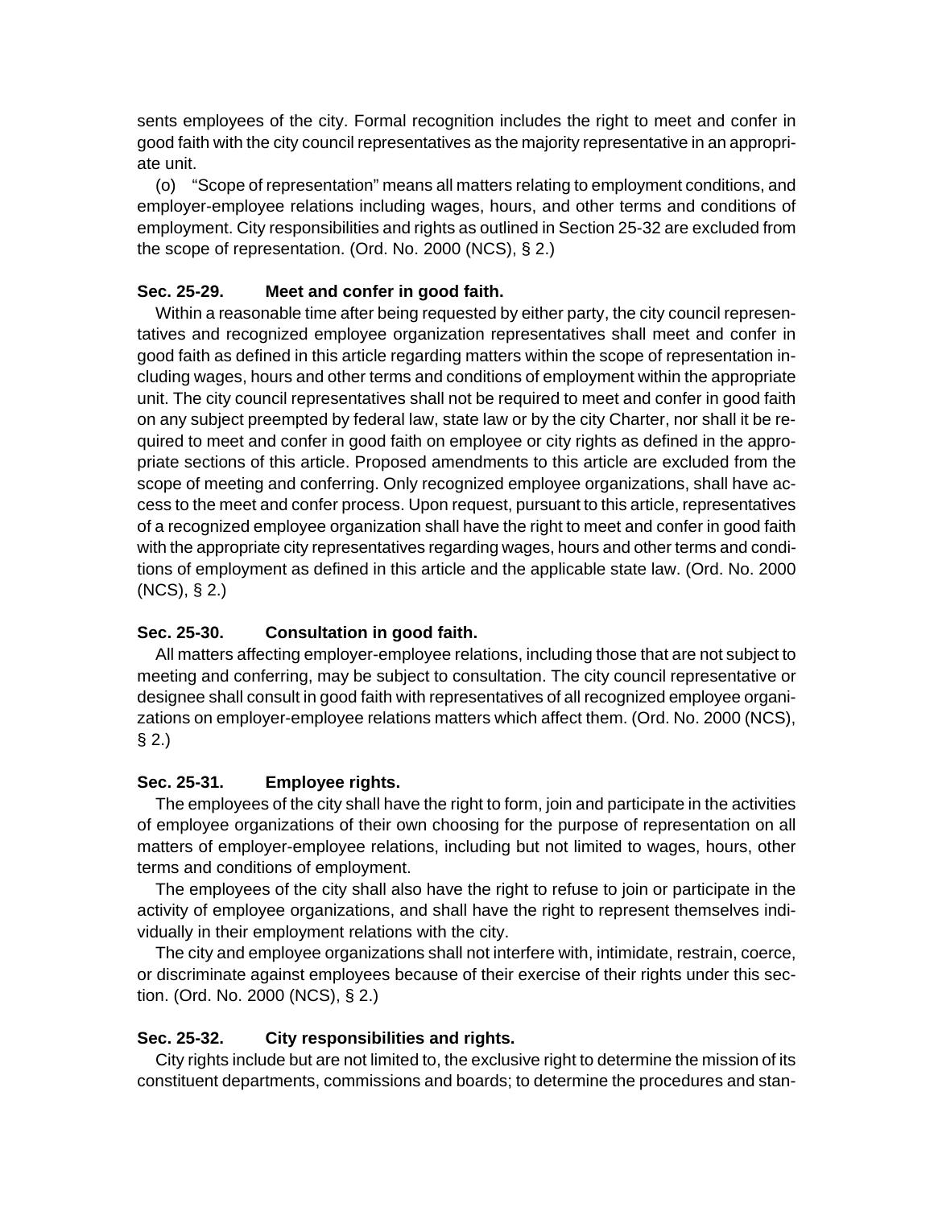sents employees of the city. Formal recognition includes the right to meet and confer in good faith with the city council representatives as the majority representative in an appropriate unit.

(o) "Scope of representation" means all matters relating to employment conditions, and employer-employee relations including wages, hours, and other terms and conditions of employment. City responsibilities and rights as outlined in Section 25-32 are excluded from the scope of representation. (Ord. No. 2000 (NCS), § 2.)

**Sec. 25-29. Meet and confer in good faith.**

Within a reasonable time after being requested by either party, the city council representatives and recognized employee organization representatives shall meet and confer in good faith as defined in this article regarding matters within the scope of representation including wages, hours and other terms and conditions of employment within the appropriate unit. The city council representatives shall not be required to meet and confer in good faith on any subject preempted by federal law, state law or by the city Charter, nor shall it be required to meet and confer in good faith on employee or city rights as defined in the appropriate sections of this article. Proposed amendments to this article are excluded from the scope of meeting and conferring. Only recognized employee organizations, shall have access to the meet and confer process. Upon request, pursuant to this article, representatives of a recognized employee organization shall have the right to meet and confer in good faith with the appropriate city representatives regarding wages, hours and other terms and conditions of employment as defined in this article and the applicable state law. (Ord. No. 2000 (NCS), § 2.)

**Sec. 25-30. Consultation in good faith.**

All matters affecting employer-employee relations, including those that are not subject to meeting and conferring, may be subject to consultation. The city council representative or designee shall consult in good faith with representatives of all recognized employee organizations on employer-employee relations matters which affect them. (Ord. No. 2000 (NCS), § 2.)

**Sec. 25-31. Employee rights.**

The employees of the city shall have the right to form, join and participate in the activities of employee organizations of their own choosing for the purpose of representation on all matters of employer-employee relations, including but not limited to wages, hours, other terms and conditions of employment.

The employees of the city shall also have the right to refuse to join or participate in the activity of employee organizations, and shall have the right to represent themselves individually in their employment relations with the city.

The city and employee organizations shall not interfere with, intimidate, restrain, coerce, or discriminate against employees because of their exercise of their rights under this section. (Ord. No. 2000 (NCS), § 2.)

**Sec. 25-32. City responsibilities and rights.**

City rights include but are not limited to, the exclusive right to determine the mission of its constituent departments, commissions and boards; to determine the procedures and stan-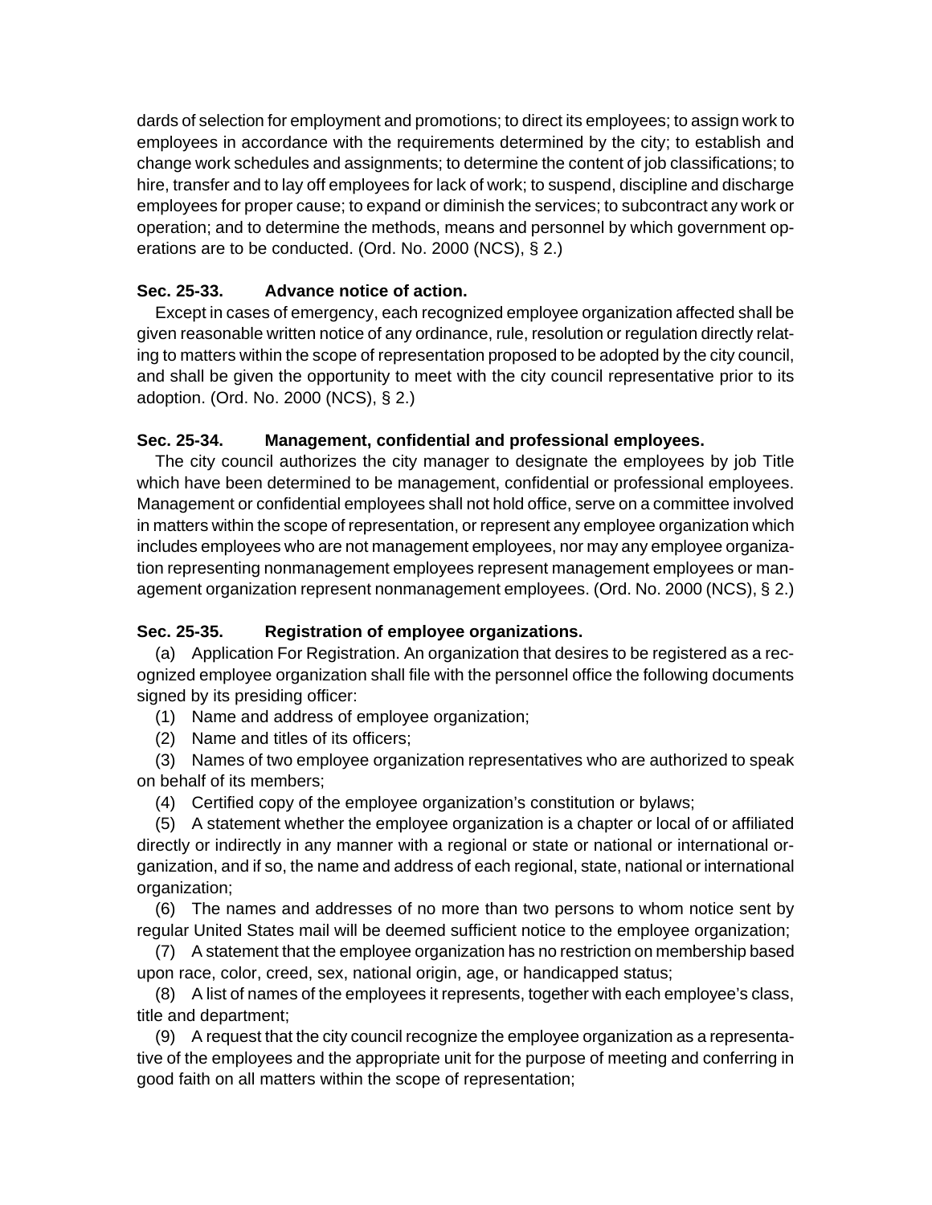dards of selection for employment and promotions; to direct its employees; to assign work to employees in accordance with the requirements determined by the city; to establish and change work schedules and assignments; to determine the content of job classifications; to hire, transfer and to lay off employees for lack of work; to suspend, discipline and discharge employees for proper cause; to expand or diminish the services; to subcontract any work or operation; and to determine the methods, means and personnel by which government operations are to be conducted. (Ord. No. 2000 (NCS), § 2.)

**Sec. 25-33. Advance notice of action.**

Except in cases of emergency, each recognized employee organization affected shall be given reasonable written notice of any ordinance, rule, resolution or regulation directly relating to matters within the scope of representation proposed to be adopted by the city council, and shall be given the opportunity to meet with the city council representative prior to its adoption. (Ord. No. 2000 (NCS), § 2.)

**Sec. 25-34. Management, confidential and professional employees.**

The city council authorizes the city manager to designate the employees by job Title which have been determined to be management, confidential or professional employees. Management or confidential employees shall not hold office, serve on a committee involved in matters within the scope of representation, or represent any employee organization which includes employees who are not management employees, nor may any employee organization representing nonmanagement employees represent management employees or management organization represent nonmanagement employees. (Ord. No. 2000 (NCS), § 2.)

**Sec. 25-35. Registration of employee organizations.**

(a) Application For Registration. An organization that desires to be registered as a recognized employee organization shall file with the personnel office the following documents signed by its presiding officer:

(1) Name and address of employee organization;

(2) Name and titles of its officers;

(3) Names of two employee organization representatives who are authorized to speak on behalf of its members;

(4) Certified copy of the employee organization's constitution or bylaws;

(5) A statement whether the employee organization is a chapter or local of or affiliated directly or indirectly in any manner with a regional or state or national or international organization, and if so, the name and address of each regional, state, national or international organization;

(6) The names and addresses of no more than two persons to whom notice sent by regular United States mail will be deemed sufficient notice to the employee organization;

(7) A statement that the employee organization has no restriction on membership based upon race, color, creed, sex, national origin, age, or handicapped status;

(8) A list of names of the employees it represents, together with each employee's class, title and department;

(9) A request that the city council recognize the employee organization as a representative of the employees and the appropriate unit for the purpose of meeting and conferring in good faith on all matters within the scope of representation;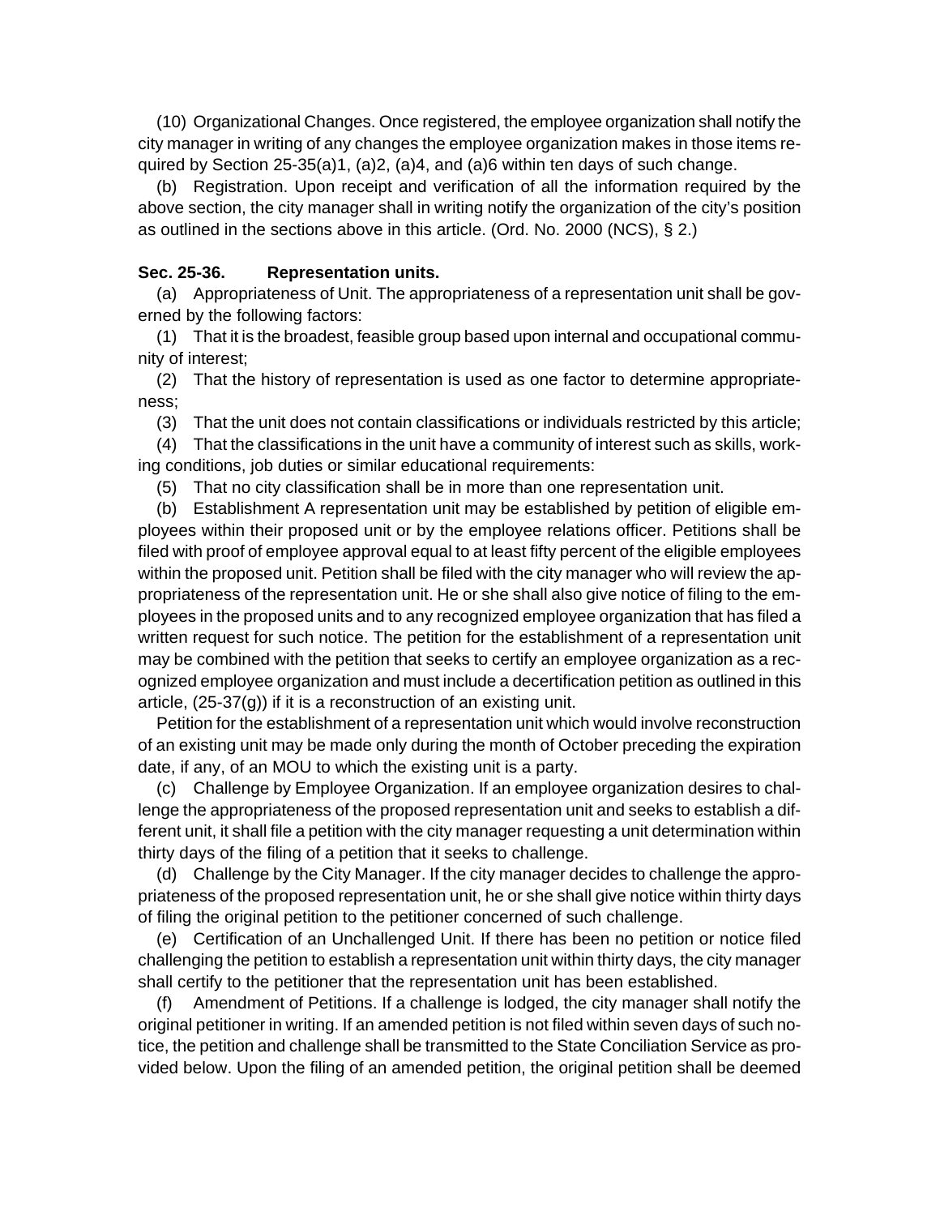(10) Organizational Changes. Once registered, the employee organization shall notify the city manager in writing of any changes the employee organization makes in those items required by Section 25-35(a)1, (a)2, (a)4, and (a)6 within ten days of such change.

(b) Registration. Upon receipt and verification of all the information required by the above section, the city manager shall in writing notify the organization of the city's position as outlined in the sections above in this article. (Ord. No. 2000 (NCS), § 2.)

**Sec. 25-36. Representation units.**

(a) Appropriateness of Unit. The appropriateness of a representation unit shall be governed by the following factors:

(1) That it is the broadest, feasible group based upon internal and occupational community of interest;

(2) That the history of representation is used as one factor to determine appropriateness;

(3) That the unit does not contain classifications or individuals restricted by this article;

(4) That the classifications in the unit have a community of interest such as skills, working conditions, job duties or similar educational requirements:

(5) That no city classification shall be in more than one representation unit.

(b) Establishment A representation unit may be established by petition of eligible employees within their proposed unit or by the employee relations officer. Petitions shall be filed with proof of employee approval equal to at least fifty percent of the eligible employees within the proposed unit. Petition shall be filed with the city manager who will review the appropriateness of the representation unit. He or she shall also give notice of filing to the employees in the proposed units and to any recognized employee organization that has filed a written request for such notice. The petition for the establishment of a representation unit may be combined with the petition that seeks to certify an employee organization as a recognized employee organization and must include a decertification petition as outlined in this article, (25-37(g)) if it is a reconstruction of an existing unit.

Petition for the establishment of a representation unit which would involve reconstruction of an existing unit may be made only during the month of October preceding the expiration date, if any, of an MOU to which the existing unit is a party.

(c) Challenge by Employee Organization. If an employee organization desires to challenge the appropriateness of the proposed representation unit and seeks to establish a different unit, it shall file a petition with the city manager requesting a unit determination within thirty days of the filing of a petition that it seeks to challenge.

(d) Challenge by the City Manager. If the city manager decides to challenge the appropriateness of the proposed representation unit, he or she shall give notice within thirty days of filing the original petition to the petitioner concerned of such challenge.

(e) Certification of an Unchallenged Unit. If there has been no petition or notice filed challenging the petition to establish a representation unit within thirty days, the city manager shall certify to the petitioner that the representation unit has been established.

(f) Amendment of Petitions. If a challenge is lodged, the city manager shall notify the original petitioner in writing. If an amended petition is not filed within seven days of such notice, the petition and challenge shall be transmitted to the State Conciliation Service as provided below. Upon the filing of an amended petition, the original petition shall be deemed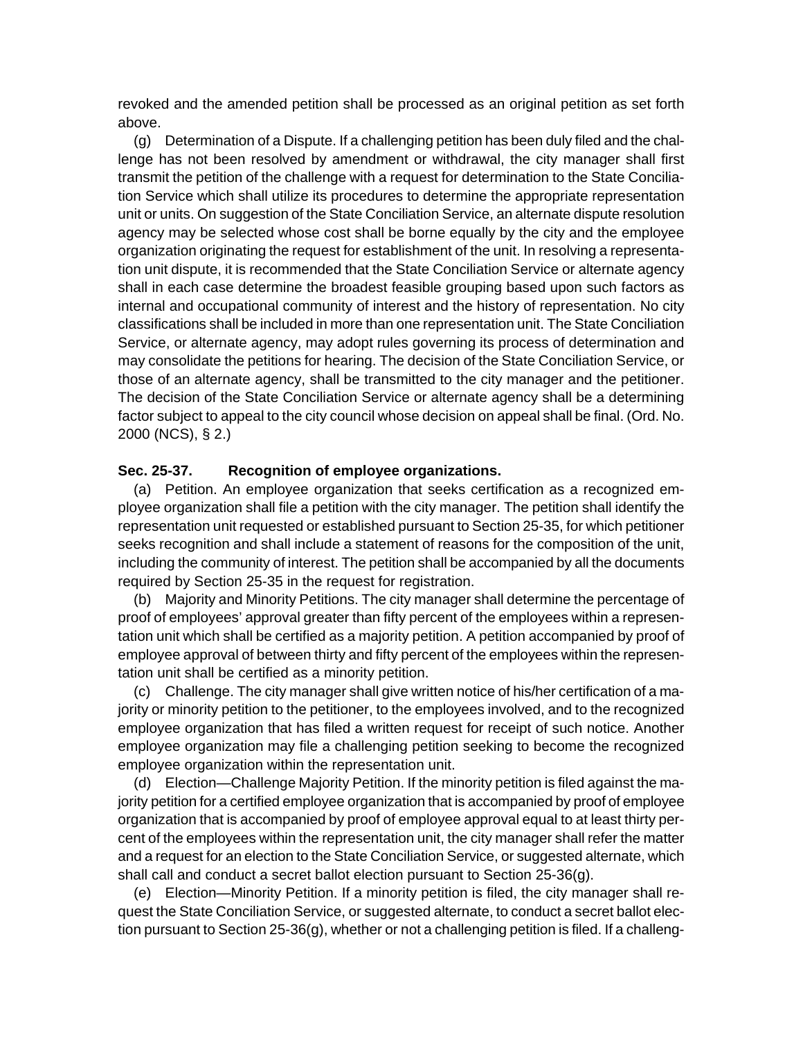revoked and the amended petition shall be processed as an original petition as set forth above.

(g) Determination of a Dispute. If a challenging petition has been duly filed and the challenge has not been resolved by amendment or withdrawal, the city manager shall first transmit the petition of the challenge with a request for determination to the State Conciliation Service which shall utilize its procedures to determine the appropriate representation unit or units. On suggestion of the State Conciliation Service, an alternate dispute resolution agency may be selected whose cost shall be borne equally by the city and the employee organization originating the request for establishment of the unit. In resolving a representation unit dispute, it is recommended that the State Conciliation Service or alternate agency shall in each case determine the broadest feasible grouping based upon such factors as internal and occupational community of interest and the history of representation. No city classifications shall be included in more than one representation unit. The State Conciliation Service, or alternate agency, may adopt rules governing its process of determination and may consolidate the petitions for hearing. The decision of the State Conciliation Service, or those of an alternate agency, shall be transmitted to the city manager and the petitioner. The decision of the State Conciliation Service or alternate agency shall be a determining factor subject to appeal to the city council whose decision on appeal shall be final. (Ord. No. 2000 (NCS), § 2.)

**Sec. 25-37. Recognition of employee organizations.**

(a) Petition. An employee organization that seeks certification as a recognized employee organization shall file a petition with the city manager. The petition shall identify the representation unit requested or established pursuant to Section 25-35, for which petitioner seeks recognition and shall include a statement of reasons for the composition of the unit, including the community of interest. The petition shall be accompanied by all the documents required by Section 25-35 in the request for registration.

(b) Majority and Minority Petitions. The city manager shall determine the percentage of proof of employees' approval greater than fifty percent of the employees within a representation unit which shall be certified as a majority petition. A petition accompanied by proof of employee approval of between thirty and fifty percent of the employees within the representation unit shall be certified as a minority petition.

(c) Challenge. The city manager shall give written notice of his/her certification of a majority or minority petition to the petitioner, to the employees involved, and to the recognized employee organization that has filed a written request for receipt of such notice. Another employee organization may file a challenging petition seeking to become the recognized employee organization within the representation unit.

(d) Election—Challenge Majority Petition. If the minority petition is filed against the majority petition for a certified employee organization that is accompanied by proof of employee organization that is accompanied by proof of employee approval equal to at least thirty percent of the employees within the representation unit, the city manager shall refer the matter and a request for an election to the State Conciliation Service, or suggested alternate, which shall call and conduct a secret ballot election pursuant to Section 25-36(g).

(e) Election—Minority Petition. If a minority petition is filed, the city manager shall request the State Conciliation Service, or suggested alternate, to conduct a secret ballot election pursuant to Section 25-36(g), whether or not a challenging petition is filed. If a challeng-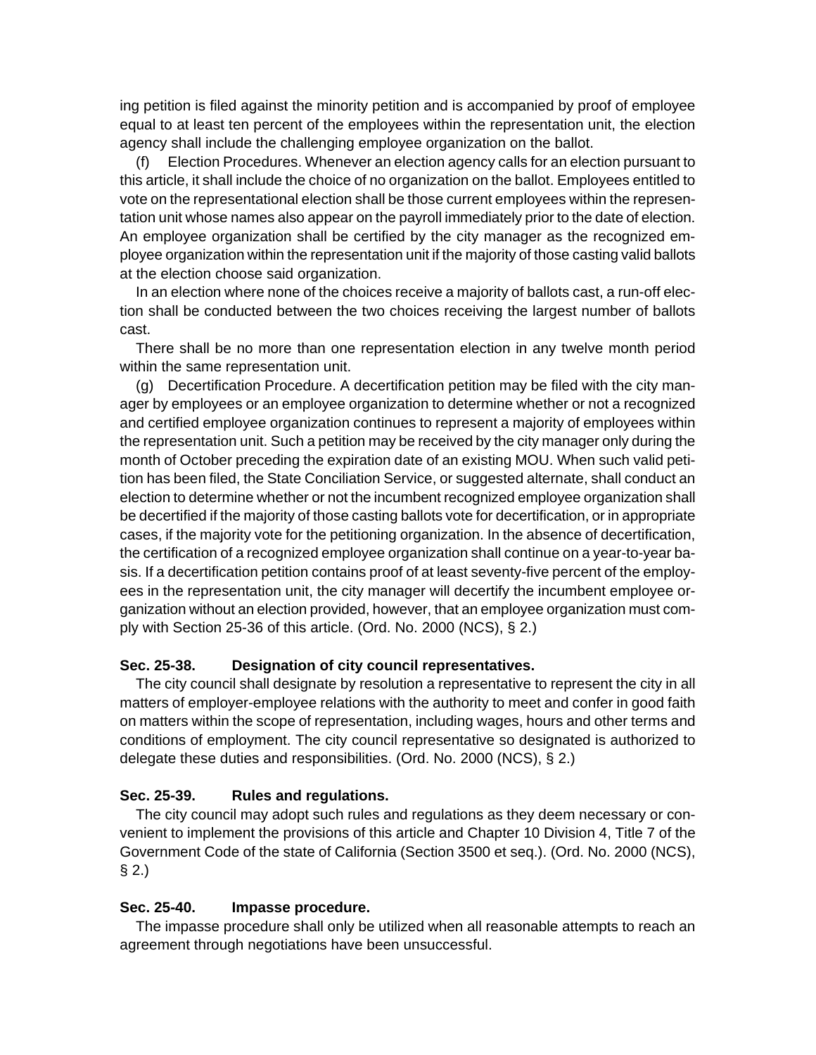ing petition is filed against the minority petition and is accompanied by proof of employee equal to at least ten percent of the employees within the representation unit, the election agency shall include the challenging employee organization on the ballot.

(f) Election Procedures. Whenever an election agency calls for an election pursuant to this article, it shall include the choice of no organization on the ballot. Employees entitled to vote on the representational election shall be those current employees within the representation unit whose names also appear on the payroll immediately prior to the date of election. An employee organization shall be certified by the city manager as the recognized employee organization within the representation unit if the majority of those casting valid ballots at the election choose said organization.

In an election where none of the choices receive a majority of ballots cast, a run-off election shall be conducted between the two choices receiving the largest number of ballots cast.

There shall be no more than one representation election in any twelve month period within the same representation unit.

(g) Decertification Procedure. A decertification petition may be filed with the city manager by employees or an employee organization to determine whether or not a recognized and certified employee organization continues to represent a majority of employees within the representation unit. Such a petition may be received by the city manager only during the month of October preceding the expiration date of an existing MOU. When such valid petition has been filed, the State Conciliation Service, or suggested alternate, shall conduct an election to determine whether or not the incumbent recognized employee organization shall be decertified if the majority of those casting ballots vote for decertification, or in appropriate cases, if the majority vote for the petitioning organization. In the absence of decertification, the certification of a recognized employee organization shall continue on a year-to-year basis. If a decertification petition contains proof of at least seventy-five percent of the employees in the representation unit, the city manager will decertify the incumbent employee organization without an election provided, however, that an employee organization must comply with Section 25-36 of this article. (Ord. No. 2000 (NCS), § 2.)

**Sec. 25-38. Designation of city council representatives.**

The city council shall designate by resolution a representative to represent the city in all matters of employer-employee relations with the authority to meet and confer in good faith on matters within the scope of representation, including wages, hours and other terms and conditions of employment. The city council representative so designated is authorized to delegate these duties and responsibilities. (Ord. No. 2000 (NCS), § 2.)

**Sec. 25-39. Rules and regulations.**

The city council may adopt such rules and regulations as they deem necessary or convenient to implement the provisions of this article and Chapter 10 Division 4, Title 7 of the Government Code of the state of California (Section 3500 et seq.). (Ord. No. 2000 (NCS), § 2.)

**Sec. 25-40. Impasse procedure.**

The impasse procedure shall only be utilized when all reasonable attempts to reach an agreement through negotiations have been unsuccessful.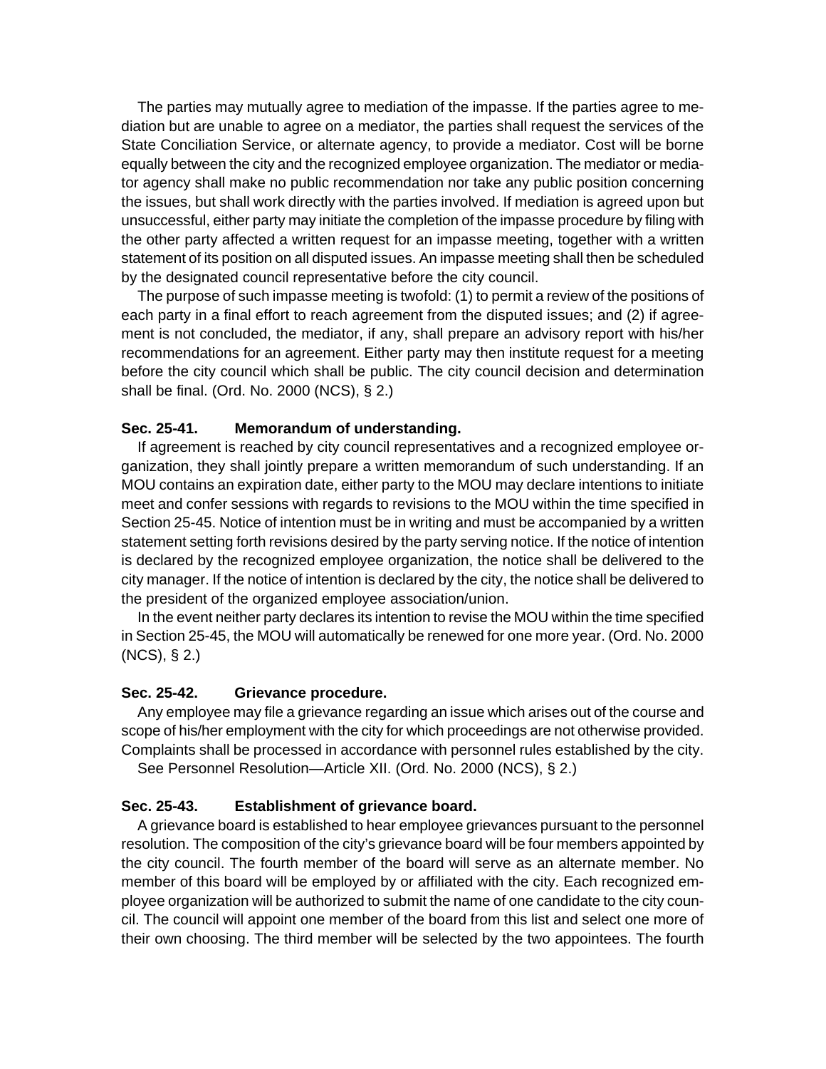The parties may mutually agree to mediation of the impasse. If the parties agree to mediation but are unable to agree on a mediator, the parties shall request the services of the State Conciliation Service, or alternate agency, to provide a mediator. Cost will be borne equally between the city and the recognized employee organization. The mediator or mediator agency shall make no public recommendation nor take any public position concerning the issues, but shall work directly with the parties involved. If mediation is agreed upon but unsuccessful, either party may initiate the completion of the impasse procedure by filing with the other party affected a written request for an impasse meeting, together with a written statement of its position on all disputed issues. An impasse meeting shall then be scheduled by the designated council representative before the city council.

The purpose of such impasse meeting is twofold: (1) to permit a review of the positions of each party in a final effort to reach agreement from the disputed issues; and (2) if agreement is not concluded, the mediator, if any, shall prepare an advisory report with his/her recommendations for an agreement. Either party may then institute request for a meeting before the city council which shall be public. The city council decision and determination shall be final. (Ord. No. 2000 (NCS), § 2.)

**Sec. 25-41. Memorandum of understanding.**

If agreement is reached by city council representatives and a recognized employee organization, they shall jointly prepare a written memorandum of such understanding. If an MOU contains an expiration date, either party to the MOU may declare intentions to initiate meet and confer sessions with regards to revisions to the MOU within the time specified in Section 25-45. Notice of intention must be in writing and must be accompanied by a written statement setting forth revisions desired by the party serving notice. If the notice of intention is declared by the recognized employee organization, the notice shall be delivered to the city manager. If the notice of intention is declared by the city, the notice shall be delivered to the president of the organized employee association/union.

In the event neither party declares its intention to revise the MOU within the time specified in Section 25-45, the MOU will automatically be renewed for one more year. (Ord. No. 2000 (NCS), § 2.)

**Sec. 25-42. Grievance procedure.**

Any employee may file a grievance regarding an issue which arises out of the course and scope of his/her employment with the city for which proceedings are not otherwise provided. Complaints shall be processed in accordance with personnel rules established by the city.

See Personnel Resolution—Article XII. (Ord. No. 2000 (NCS), § 2.)

**Sec. 25-43. Establishment of grievance board.**

A grievance board is established to hear employee grievances pursuant to the personnel resolution. The composition of the city's grievance board will be four members appointed by the city council. The fourth member of the board will serve as an alternate member. No member of this board will be employed by or affiliated with the city. Each recognized employee organization will be authorized to submit the name of one candidate to the city council. The council will appoint one member of the board from this list and select one more of their own choosing. The third member will be selected by the two appointees. The fourth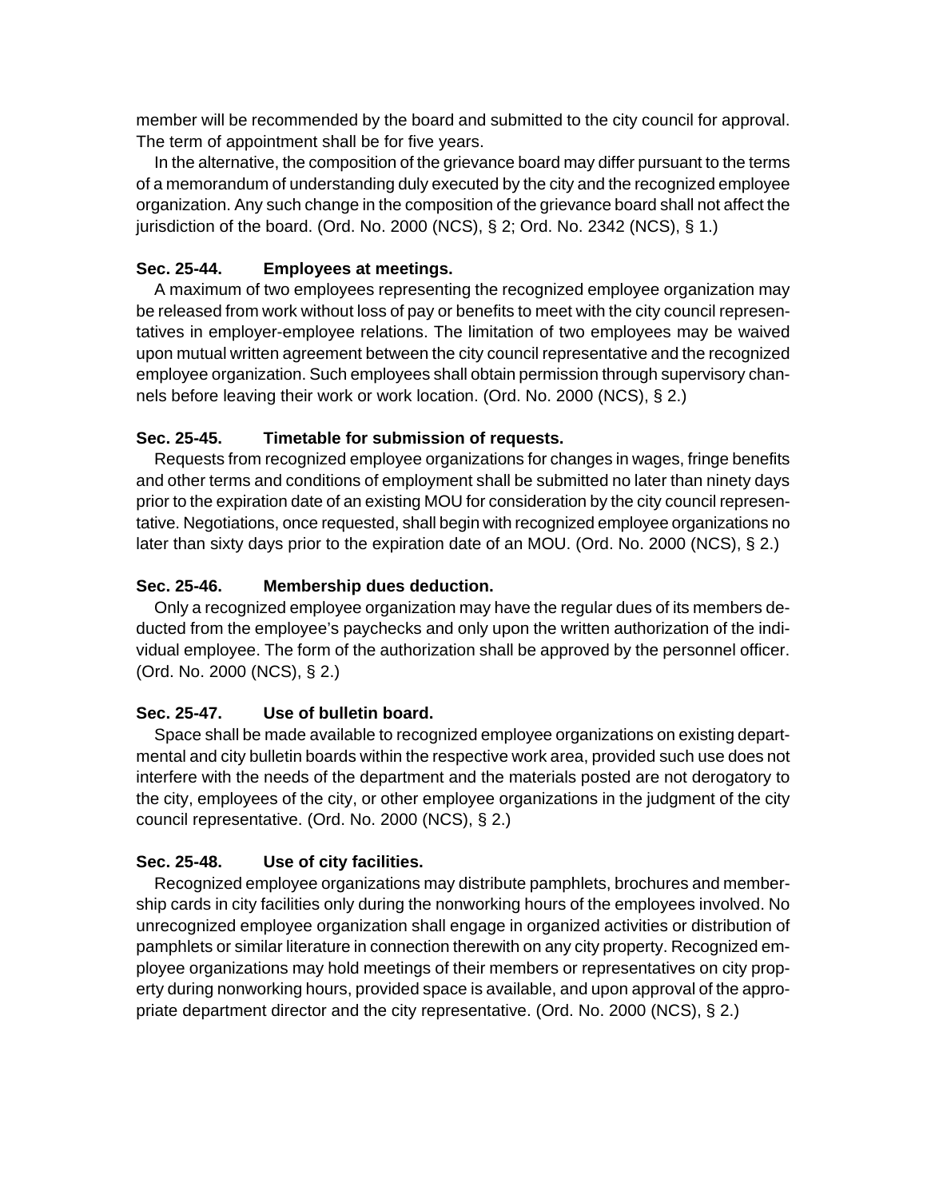member will be recommended by the board and submitted to the city council for approval. The term of appointment shall be for five years.

In the alternative, the composition of the grievance board may differ pursuant to the terms of a memorandum of understanding duly executed by the city and the recognized employee organization. Any such change in the composition of the grievance board shall not affect the jurisdiction of the board. (Ord. No. 2000 (NCS), § 2; Ord. No. 2342 (NCS), § 1.)

### Sec. 25-44. Employees at meetings.

A maximum of two employees representing the recognized employee organization may be released from work without loss of pay or benefits to meet with the city council representatives in employer-employee relations. The limitation of two employees may be waived upon mutual written agreement between the city council representative and the recognized employee organization. Such employees shall obtain permission through supervisory channels before leaving their work or work location. (Ord. No. 2000 (NCS), § 2.)

### Sec. 25-45. Timetable for submission of requests.

Requests from recognized employee organizations for changes in wages, fringe benefits and other terms and conditions of employment shall be submitted no later than ninety days prior to the expiration date of an existing MOU for consideration by the city council representative. Negotiations, once requested, shall begin with recognized employee organizations no later than sixty days prior to the expiration date of an MOU. (Ord. No. 2000 (NCS), § 2.)

### Sec. 25-46. Membership dues deduction.

Only a recognized employee organization may have the regular dues of its members deducted from the employee's paychecks and only upon the written authorization of the individual employee. The form of the authorization shall be approved by the personnel officer. (Ord. No. 2000 (NCS), § 2.)

### Sec. 25-47. Use of bulletin board.

Space shall be made available to recognized employee organizations on existing departmental and city bulletin boards within the respective work area, provided such use does not interfere with the needs of the department and the materials posted are not derogatory to the city, employees of the city, or other employee organizations in the judgment of the city council representative. (Ord. No. 2000 (NCS), § 2.)

### Sec. 25-48. Use of city facilities.

Recognized employee organizations may distribute pamphlets, brochures and membership cards in city facilities only during the nonworking hours of the employees involved. No unrecognized employee organization shall engage in organized activities or distribution of pamphlets or similar literature in connection therewith on any city property. Recognized employee organizations may hold meetings of their members or representatives on city property during nonworking hours, provided space is available, and upon approval of the appropriate department director and the city representative. (Ord. No. 2000 (NCS), § 2.)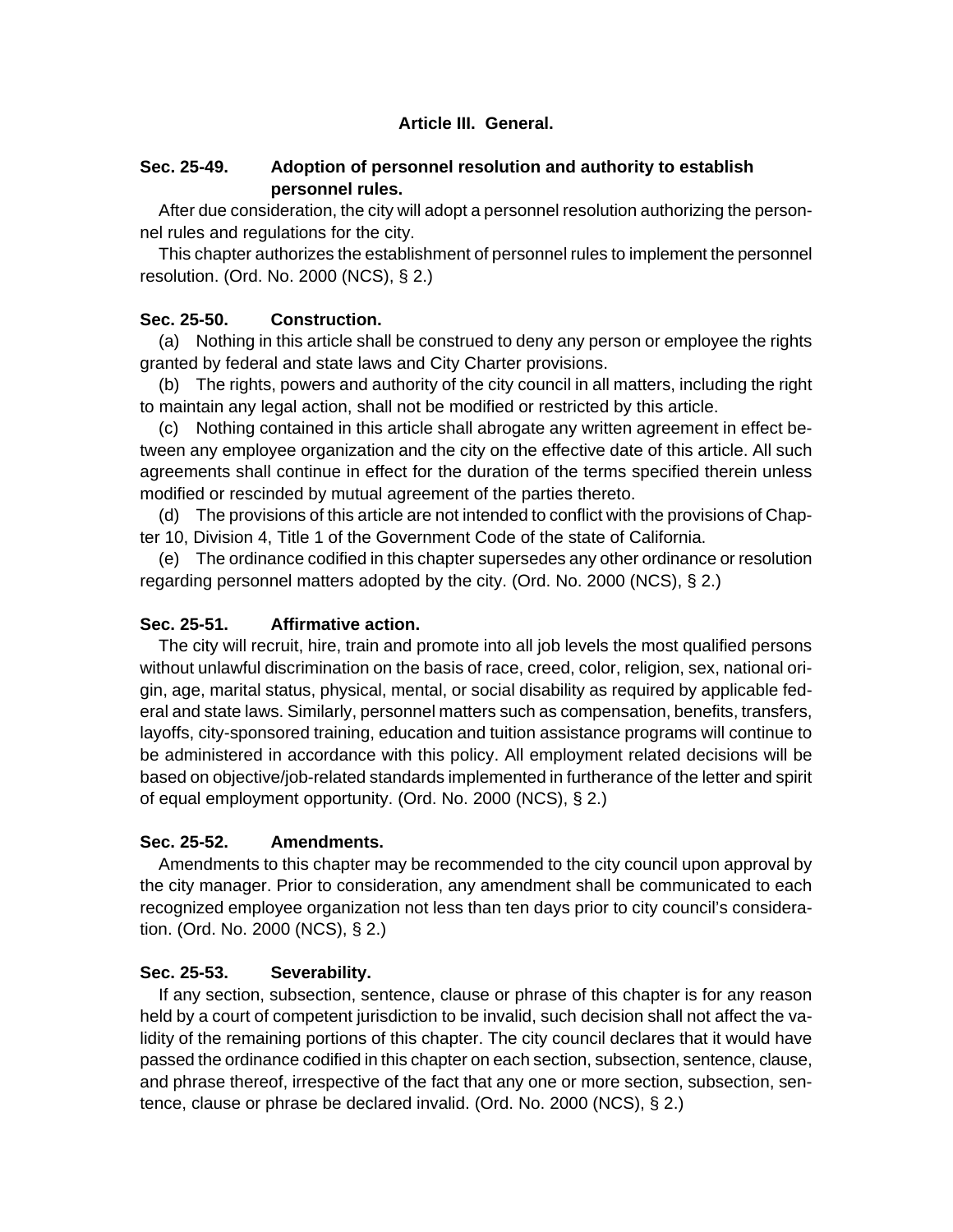## Article III. General.

### Sec. 25-49. Adoption of personnel resolution and authority to establish personnel rules.

After due consideration, the city will adopt a personnel resolution authorizing the personnel rules and regulations for the city.

This chapter authorizes the establishment of personnel rules to implement the personnel resolution. (Ord. No. 2000 (NCS), § 2.)

### Sec. 25-50. Construction.

(a) Nothing in this article shall be construed to deny any person or employee the rights granted by federal and state laws and City Charter provisions.

(b) The rights, powers and authority of the city council in all matters, including the right to maintain any legal action, shall not be modified or restricted by this article.

(c) Nothing contained in this article shall abrogate any written agreement in effect between any employee organization and the city on the effective date of this article. All such agreements shall continue in effect for the duration of the terms specified therein unless modified or rescinded by mutual agreement of the parties thereto.

(d) The provisions of this article are not intended to conflict with the provisions of Chapter 10, Division 4, Title 1 of the Government Code of the state of California.

(e) The ordinance codified in this chapter supersedes any other ordinance or resolution regarding personnel matters adopted by the city. (Ord. No. 2000 (NCS), § 2.)

### Sec. 25-51. Affirmative action.

The city will recruit, hire, train and promote into all job levels the most qualified persons without unlawful discrimination on the basis of race, creed, color, religion, sex, national origin, age, marital status, physical, mental, or social disability as required by applicable federal and state laws. Similarly, personnel matters such as compensation, benefits, transfers, layoffs, city-sponsored training, education and tuition assistance programs will continue to be administered in accordance with this policy. All employment related decisions will be based on objective/job-related standards implemented in furtherance of the letter and spirit of equal employment opportunity. (Ord. No. 2000 (NCS), § 2.)

### Sec. 25-52. Amendments.

Amendments to this chapter may be recommended to the city council upon approval by the city manager. Prior to consideration, any amendment shall be communicated to each recognized employee organization not less than ten days prior to city council's consideration. (Ord. No. 2000 (NCS), § 2.)

### Sec. 25-53. Severability.

If any section, subsection, sentence, clause or phrase of this chapter is for any reason held by a court of competent jurisdiction to be invalid, such decision shall not affect the validity of the remaining portions of this chapter. The city council declares that it would have passed the ordinance codified in this chapter on each section, subsection, sentence, clause, and phrase thereof, irrespective of the fact that any one or more section, subsection, sentence, clause or phrase be declared invalid. (Ord. No. 2000 (NCS), § 2.)